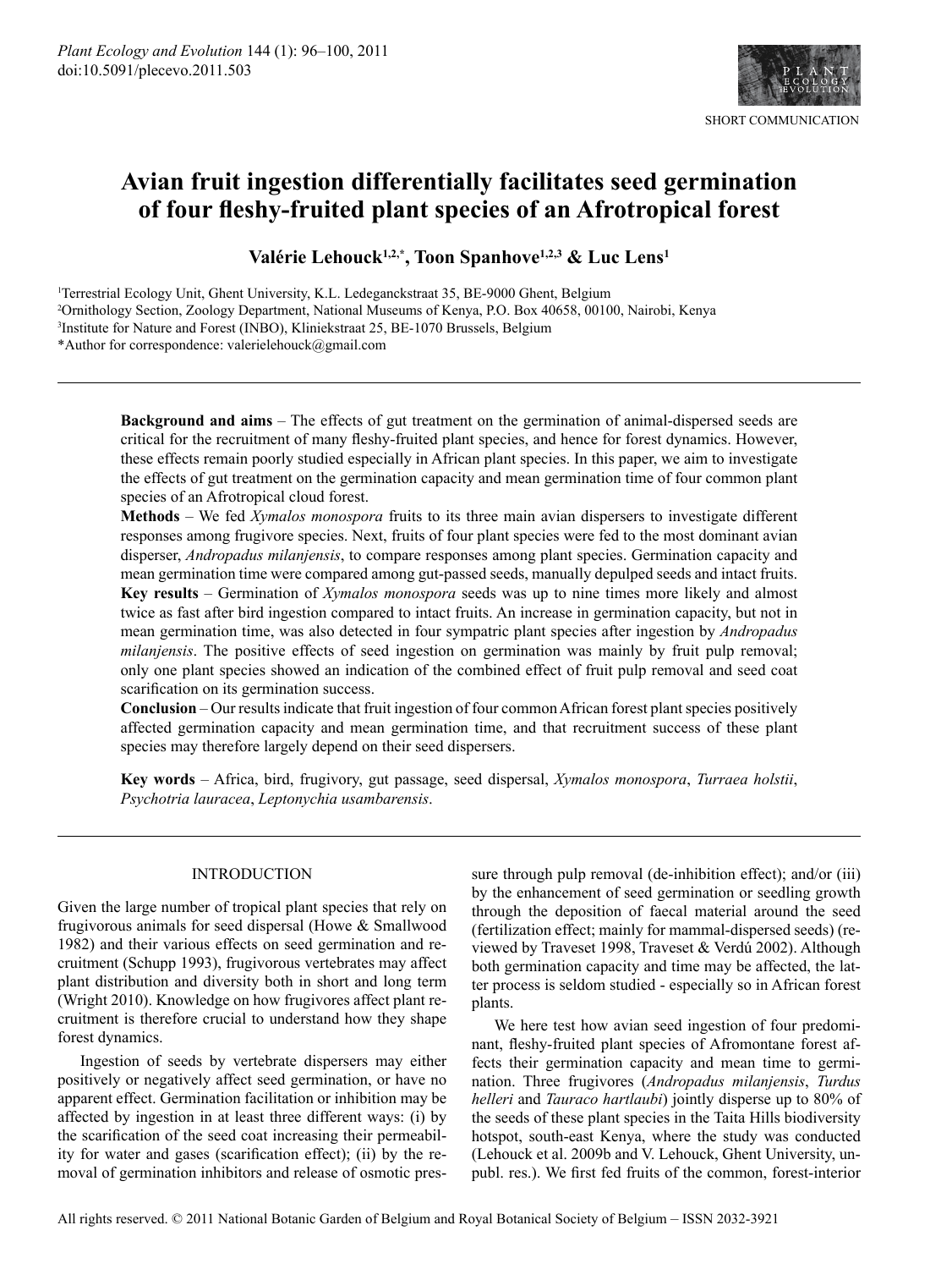SHORT COMMUNICATION

# Avian fruit ingestion differentially facilitates seed germination of four fleshy-fruited plant species of an Afrotropical forest

**Valérie Lehouck[1,2,*], Toon Spanhove[1,2,3] & Luc Lens[1]**

[1]Terrestrial Ecology Unit, Ghent University, K.L. Ledeganckstraat 35, BE-9000 Ghent, Belgium
[2]Ornithology Section, Zoology Department, National Museums of Kenya, P.O. Box 40658, 00100, Nairobi, Kenya
[3]Institute for Nature and Forest (INBO), Kliniekstraat 25, BE-1070 Brussels, Belgium
*Author for correspondence: valerielehouck@gmail.com

**Background and aims** – The effects of gut treatment on the germination of animal-dispersed seeds are critical for the recruitment of many fleshy-fruited plant species, and hence for forest dynamics. However, these effects remain poorly studied especially in African plant species. In this paper, we aim to investigate the effects of gut treatment on the germination capacity and mean germination time of four common plant species of an Afrotropical cloud forest.

**Methods** – We fed *Xymalos monospora* fruits to its three main avian dispersers to investigate different responses among frugivore species. Next, fruits of four plant species were fed to the most dominant avian disperser, *Andropadus milanjensis*, to compare responses among plant species. Germination capacity and mean germination time were compared among gut-passed seeds, manually depulped seeds and intact fruits.

**Key results** – Germination of *Xymalos monospora* seeds was up to nine times more likely and almost twice as fast after bird ingestion compared to intact fruits. An increase in germination capacity, but not in mean germination time, was also detected in four sympatric plant species after ingestion by *Andropadus milanjensis*. The positive effects of seed ingestion on germination was mainly by fruit pulp removal; only one plant species showed an indication of the combined effect of fruit pulp removal and seed coat scarification on its germination success.

**Conclusion** – Our results indicate that fruit ingestion of four common African forest plant species positively affected germination capacity and mean germination time, and that recruitment success of these plant species may therefore largely depend on their seed dispersers.

**Key words** – Africa, bird, frugivory, gut passage, seed dispersal, *Xymalos monospora*, *Turraea holstii*, *Psychotria lauracea*, *Leptonychia usambarensis*.

## INTRODUCTION

Given the large number of tropical plant species that rely on frugivorous animals for seed dispersal (Howe & Smallwood 1982) and their various effects on seed germination and recruitment (Schupp 1993), frugivorous vertebrates may affect plant distribution and diversity both in short and long term (Wright 2010). Knowledge on how frugivores affect plant recruitment is therefore crucial to understand how they shape forest dynamics.

Ingestion of seeds by vertebrate dispersers may either positively or negatively affect seed germination, or have no apparent effect. Germination facilitation or inhibition may be affected by ingestion in at least three different ways: (i) by the scarification of the seed coat increasing their permeability for water and gases (scarification effect); (ii) by the removal of germination inhibitors and release of osmotic pressure through pulp removal (de-inhibition effect); and/or (iii) by the enhancement of seed germination or seedling growth through the deposition of faecal material around the seed (fertilization effect; mainly for mammal-dispersed seeds) (reviewed by Traveset 1998, Traveset & Verdú 2002). Although both germination capacity and time may be affected, the latter process is seldom studied - especially so in African forest plants.

We here test how avian seed ingestion of four predominant, fleshy-fruited plant species of Afromontane forest affects their germination capacity and mean time to germination. Three frugivores (*Andropadus milanjensis*, *Turdus helleri* and *Tauraco hartlaubi*) jointly disperse up to 80% of the seeds of these plant species in the Taita Hills biodiversity hotspot, south-east Kenya, where the study was conducted (Lehouck et al. 2009b and V. Lehouck, Ghent University, unpubl. res.). We first fed fruits of the common, forest-interior

All rights reserved. © 2011 National Botanic Garden of Belgium and Royal Botanical Society of Belgium – ISSN 2032-3921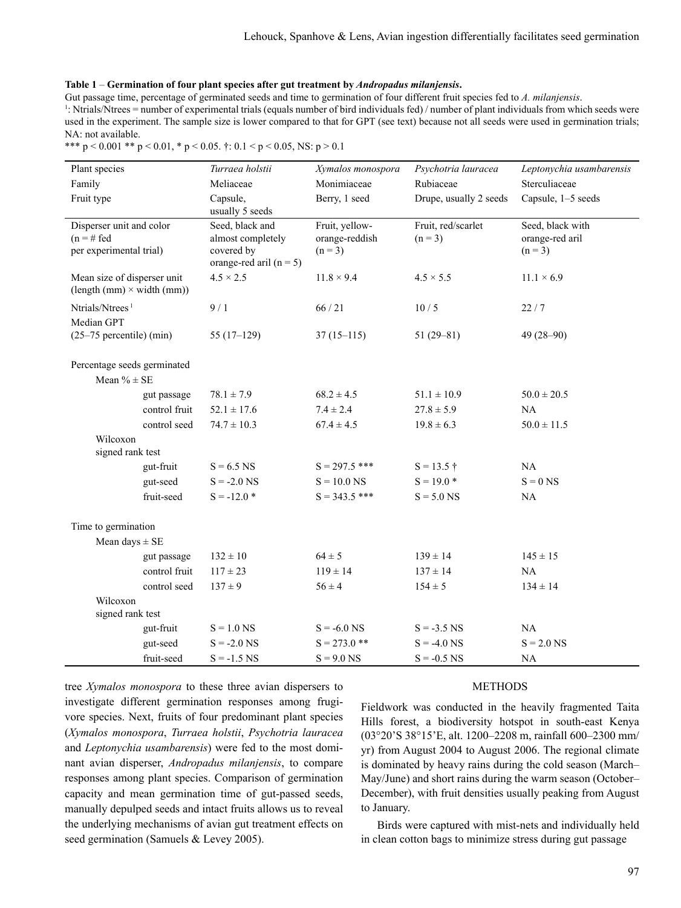**Table 1** – **Germination of four plant species after gut treatment by *Andropadus milanjensis*.**

Gut passage time, percentage of germinated seeds and time to germination of four different fruit species fed to *A. milanjensis*.
[1]: Ntrials/Ntrees = number of experimental trials (equals number of bird individuals fed) / number of plant individuals from which seeds were used in the experiment. The sample size is lower compared to that for GPT (see text) because not all seeds were used in germination trials; NA: not available.
*** p < 0.001 ** p < 0.01, * p < 0.05. †: 0.1 < p < 0.05, NS: p > 0.1

| Plant species | *Turraea holstii* | *Xymalos monospora* | *Psychotria lauracea* | *Leptonychia usambarensis* |
|---|---|---|---|---|
| Family | Meliaceae | Monimiaceae | Rubiaceae | Sterculiaceae |
| Fruit type | Capsule, usually 5 seeds | Berry, 1 seed | Drupe, usually 2 seeds | Capsule, 1–5 seeds |
| Disperser unit and color (n = # fed per experimental trial) | Seed, black and almost completely covered by orange-red aril (n = 5) | Fruit, yellow-orange-reddish (n = 3) | Fruit, red/scarlet (n = 3) | Seed, black with orange-red aril (n = 3) |
| Mean size of disperser unit (length (mm) × width (mm)) | 4.5 × 2.5 | 11.8 × 9.4 | 4.5 × 5.5 | 11.1 × 6.9 |
| Ntrials/Ntrees [1] | 9 / 1 | 66 / 21 | 10 / 5 | 22 / 7 |
| Median GPT (25–75 percentile) (min) | 55 (17–129) | 37 (15–115) | 51 (29–81) | 49 (28–90) |
| Percentage seeds germinated | | | | |
| Mean % ± SE | | | | |
| gut passage | 78.1 ± 7.9 | 68.2 ± 4.5 | 51.1 ± 10.9 | 50.0 ± 20.5 |
| control fruit | 52.1 ± 17.6 | 7.4 ± 2.4 | 27.8 ± 5.9 | NA |
| control seed | 74.7 ± 10.3 | 67.4 ± 4.5 | 19.8 ± 6.3 | 50.0 ± 11.5 |
| Wilcoxon signed rank test | | | | |
| gut-fruit | S = 6.5 NS | S = 297.5 *** | S = 13.5 † | NA |
| gut-seed | S = -2.0 NS | S = 10.0 NS | S = 19.0 * | S = 0 NS |
| fruit-seed | S = -12.0 * | S = 343.5 *** | S = 5.0 NS | NA |
| Time to germination | | | | |
| Mean days ± SE | | | | |
| gut passage | 132 ± 10 | 64 ± 5 | 139 ± 14 | 145 ± 15 |
| control fruit | 117 ± 23 | 119 ± 14 | 137 ± 14 | NA |
| control seed | 137 ± 9 | 56 ± 4 | 154 ± 5 | 134 ± 14 |
| Wilcoxon signed rank test | | | | |
| gut-fruit | S = 1.0 NS | S = -6.0 NS | S = -3.5 NS | NA |
| gut-seed | S = -2.0 NS | S = 273.0 ** | S = -4.0 NS | S = 2.0 NS |
| fruit-seed | S = -1.5 NS | S = 9.0 NS | S = -0.5 NS | NA |

tree *Xymalos monospora* to these three avian dispersers to investigate different germination responses among frugivore species. Next, fruits of four predominant plant species (*Xymalos monospora*, *Turraea holstii*, *Psychotria lauracea* and *Leptonychia usambarensis*) were fed to the most dominant avian disperser, *Andropadus milanjensis*, to compare responses among plant species. Comparison of germination capacity and mean germination time of gut-passed seeds, manually depulped seeds and intact fruits allows us to reveal the underlying mechanisms of avian gut treatment effects on seed germination (Samuels & Levey 2005).

## METHODS

Fieldwork was conducted in the heavily fragmented Taita Hills forest, a biodiversity hotspot in south-east Kenya (03°20'S 38°15'E, alt. 1200–2208 m, rainfall 600–2300 mm/yr) from August 2004 to August 2006. The regional climate is dominated by heavy rains during the cold season (March–May/June) and short rains during the warm season (October–December), with fruit densities usually peaking from August to January.

Birds were captured with mist-nets and individually held in clean cotton bags to minimize stress during gut passage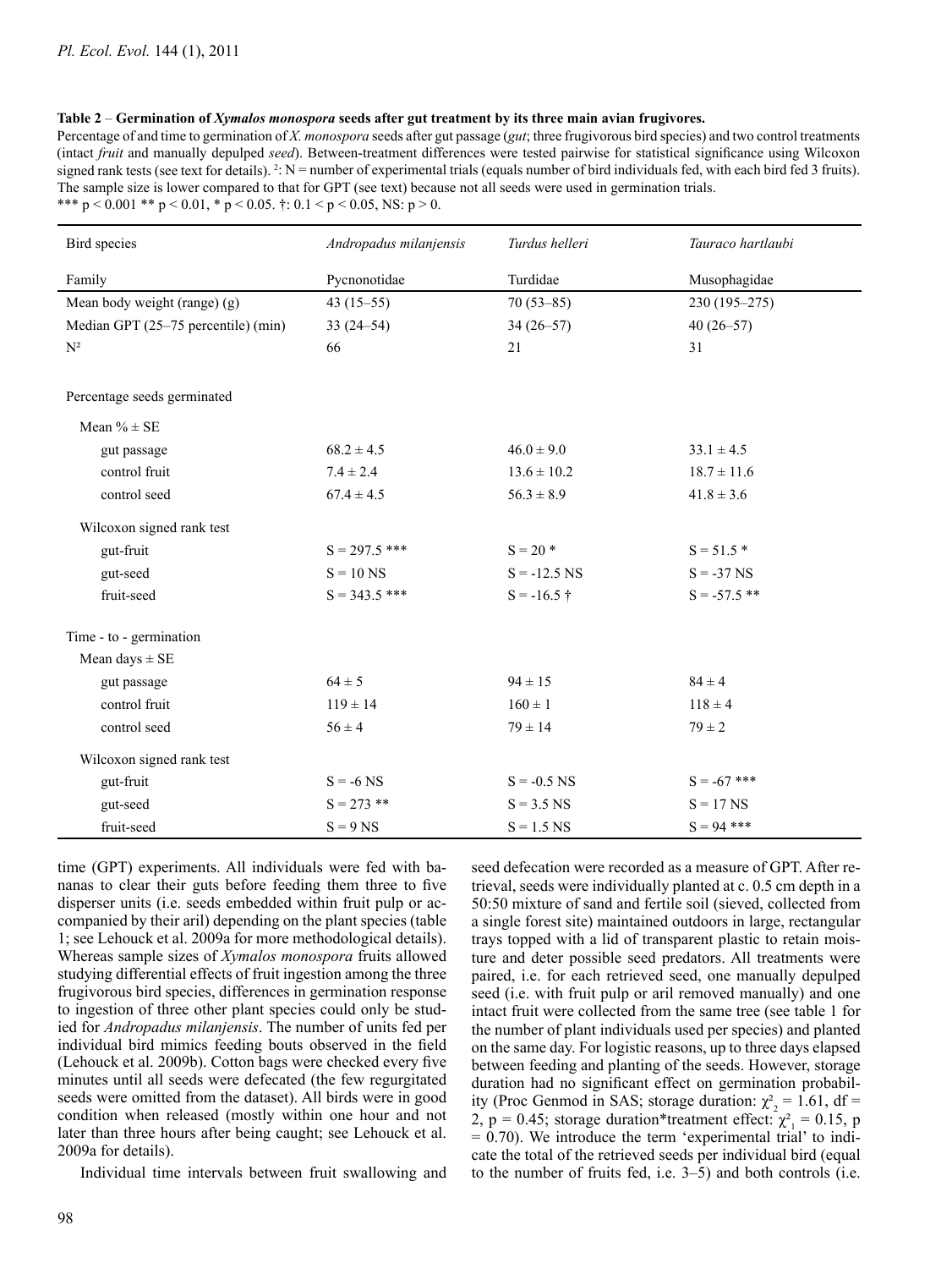**Table 2** – **Germination of *Xymalos monospora* seeds after gut treatment by its three main avian frugivores.**

Percentage of and time to germination of *X. monospora* seeds after gut passage (*gut*; three frugivorous bird species) and two control treatments (intact *fruit* and manually depulped *seed*). Between-treatment differences were tested pairwise for statistical significance using Wilcoxon signed rank tests (see text for details). [2]: N = number of experimental trials (equals number of bird individuals fed, with each bird fed 3 fruits). The sample size is lower compared to that for GPT (see text) because not all seeds were used in germination trials.
\*\*\* p < 0.001 \*\* p < 0.01, \* p < 0.05. †: 0.1 < p < 0.05, NS: p > 0.

| Bird species | *Andropadus milanjensis* | *Turdus helleri* | *Tauraco hartlaubi* |
|---|---|---|---|
| Family | Pycnonotidae | Turdidae | Musophagidae |
| Mean body weight (range) (g) | 43 (15–55) | 70 (53–85) | 230 (195–275) |
| Median GPT (25–75 percentile) (min) | 33 (24–54) | 34 (26–57) | 40 (26–57) |
| N[2] | 66 | 21 | 31 |
| Percentage seeds germinated | | | |
| Mean % ± SE | | | |
| gut passage | 68.2 ± 4.5 | 46.0 ± 9.0 | 33.1 ± 4.5 |
| control fruit | 7.4 ± 2.4 | 13.6 ± 10.2 | 18.7 ± 11.6 |
| control seed | 67.4 ± 4.5 | 56.3 ± 8.9 | 41.8 ± 3.6 |
| Wilcoxon signed rank test | | | |
| gut-fruit | S = 297.5 \*\*\* | S = 20 \* | S = 51.5 \* |
| gut-seed | S = 10 NS | S = -12.5 NS | S = -37 NS |
| fruit-seed | S = 343.5 \*\*\* | S = -16.5 † | S = -57.5 \*\* |
| Time - to - germination | | | |
| Mean days ± SE | | | |
| gut passage | 64 ± 5 | 94 ± 15 | 84 ± 4 |
| control fruit | 119 ± 14 | 160 ± 1 | 118 ± 4 |
| control seed | 56 ± 4 | 79 ± 14 | 79 ± 2 |
| Wilcoxon signed rank test | | | |
| gut-fruit | S = -6 NS | S = -0.5 NS | S = -67 \*\*\* |
| gut-seed | S = 273 \*\* | S = 3.5 NS | S = 17 NS |
| fruit-seed | S = 9 NS | S = 1.5 NS | S = 94 \*\*\* |

time (GPT) experiments. All individuals were fed with bananas to clear their guts before feeding them three to five disperser units (i.e. seeds embedded within fruit pulp or accompanied by their aril) depending on the plant species (table 1; see Lehouck et al. 2009a for more methodological details). Whereas sample sizes of *Xymalos monospora* fruits allowed studying differential effects of fruit ingestion among the three frugivorous bird species, differences in germination response to ingestion of three other plant species could only be studied for *Andropadus milanjensis*. The number of units fed per individual bird mimics feeding bouts observed in the field (Lehouck et al. 2009b). Cotton bags were checked every five minutes until all seeds were defecated (the few regurgitated seeds were omitted from the dataset). All birds were in good condition when released (mostly within one hour and not later than three hours after being caught; see Lehouck et al. 2009a for details).

Individual time intervals between fruit swallowing and seed defecation were recorded as a measure of GPT. After retrieval, seeds were individually planted at c. 0.5 cm depth in a 50:50 mixture of sand and fertile soil (sieved, collected from a single forest site) maintained outdoors in large, rectangular trays topped with a lid of transparent plastic to retain moisture and deter possible seed predators. All treatments were paired, i.e. for each retrieved seed, one manually depulped seed (i.e. with fruit pulp or aril removed manually) and one intact fruit were collected from the same tree (see table 1 for the number of plant individuals used per species) and planted on the same day. For logistic reasons, up to three days elapsed between feeding and planting of the seeds. However, storage duration had no significant effect on germination probability (Proc Genmod in SAS; storage duration: $\chi^2_2 = 1.61$, df = 2, p = 0.45; storage duration\*treatment effect: $\chi^2_1 = 0.15$, p = 0.70). We introduce the term 'experimental trial' to indicate the total of the retrieved seeds per individual bird (equal to the number of fruits fed, i.e. 3–5) and both controls (i.e.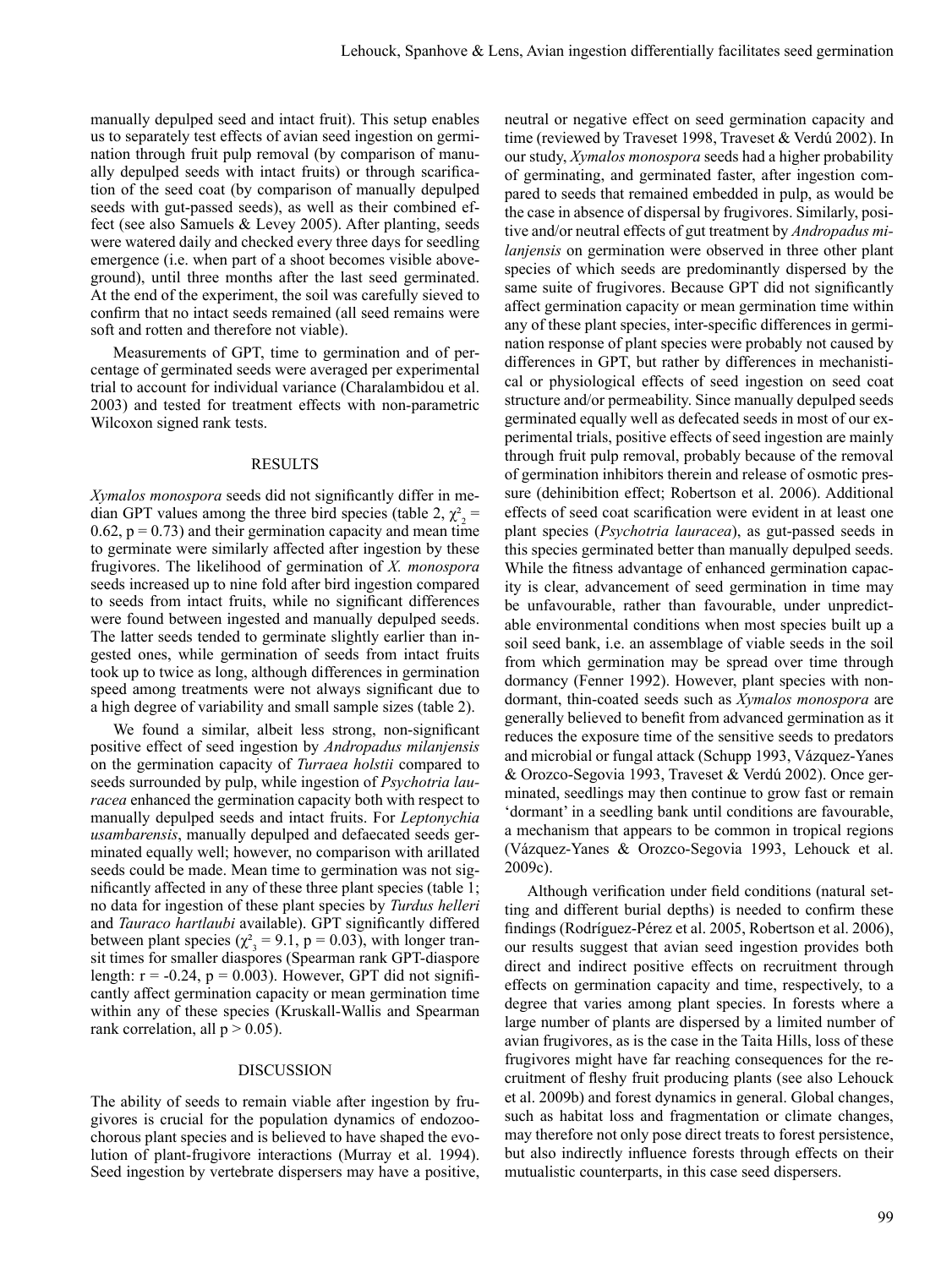manually depulped seed and intact fruit). This setup enables us to separately test effects of avian seed ingestion on germination through fruit pulp removal (by comparison of manually depulped seeds with intact fruits) or through scarification of the seed coat (by comparison of manually depulped seeds with gut-passed seeds), as well as their combined effect (see also Samuels & Levey 2005). After planting, seeds were watered daily and checked every three days for seedling emergence (i.e. when part of a shoot becomes visible aboveground), until three months after the last seed germinated. At the end of the experiment, the soil was carefully sieved to confirm that no intact seeds remained (all seed remains were soft and rotten and therefore not viable).

Measurements of GPT, time to germination and of percentage of germinated seeds were averaged per experimental trial to account for individual variance (Charalambidou et al. 2003) and tested for treatment effects with non-parametric Wilcoxon signed rank tests.

## RESULTS

*Xymalos monospora* seeds did not significantly differ in median GPT values among the three bird species (table 2, $\chi^2_2 = 0.62$, $p = 0.73$) and their germination capacity and mean time to germinate were similarly affected after ingestion by these frugivores. The likelihood of germination of *X. monospora* seeds increased up to nine fold after bird ingestion compared to seeds from intact fruits, while no significant differences were found between ingested and manually depulped seeds. The latter seeds tended to germinate slightly earlier than ingested ones, while germination of seeds from intact fruits took up to twice as long, although differences in germination speed among treatments were not always significant due to a high degree of variability and small sample sizes (table 2).

We found a similar, albeit less strong, non-significant positive effect of seed ingestion by *Andropadus milanjensis* on the germination capacity of *Turraea holstii* compared to seeds surrounded by pulp, while ingestion of *Psychotria lauracea* enhanced the germination capacity both with respect to manually depulped seeds and intact fruits. For *Leptonychia usambarensis*, manually depulped and defaecated seeds germinated equally well; however, no comparison with arillated seeds could be made. Mean time to germination was not significantly affected in any of these three plant species (table 1; no data for ingestion of these plant species by *Turdus helleri* and *Tauraco hartlaubi* available). GPT significantly differed between plant species ($\chi^2_3 = 9.1$, $p = 0.03$), with longer transit times for smaller diaspores (Spearman rank GPT-diaspore length: $r = -0.24$, $p = 0.003$). However, GPT did not significantly affect germination capacity or mean germination time within any of these species (Kruskall-Wallis and Spearman rank correlation, all $p > 0.05$).

## DISCUSSION

The ability of seeds to remain viable after ingestion by frugivores is crucial for the population dynamics of endozoochorous plant species and is believed to have shaped the evolution of plant-frugivore interactions (Murray et al. 1994). Seed ingestion by vertebrate dispersers may have a positive, neutral or negative effect on seed germination capacity and time (reviewed by Traveset 1998, Traveset & Verdú 2002). In our study, *Xymalos monospora* seeds had a higher probability of germinating, and germinated faster, after ingestion compared to seeds that remained embedded in pulp, as would be the case in absence of dispersal by frugivores. Similarly, positive and/or neutral effects of gut treatment by *Andropadus milanjensis* on germination were observed in three other plant species of which seeds are predominantly dispersed by the same suite of frugivores. Because GPT did not significantly affect germination capacity or mean germination time within any of these plant species, inter-specific differences in germination response of plant species were probably not caused by differences in GPT, but rather by differences in mechanistical or physiological effects of seed ingestion on seed coat structure and/or permeability. Since manually depulped seeds germinated equally well as defecated seeds in most of our experimental trials, positive effects of seed ingestion are mainly through fruit pulp removal, probably because of the removal of germination inhibitors therein and release of osmotic pressure (dehinibition effect; Robertson et al. 2006). Additional effects of seed coat scarification were evident in at least one plant species (*Psychotria lauracea*), as gut-passed seeds in this species germinated better than manually depulped seeds. While the fitness advantage of enhanced germination capacity is clear, advancement of seed germination in time may be unfavourable, rather than favourable, under unpredictable environmental conditions when most species built up a soil seed bank, i.e. an assemblage of viable seeds in the soil from which germination may be spread over time through dormancy (Fenner 1992). However, plant species with non-dormant, thin-coated seeds such as *Xymalos monospora* are generally believed to benefit from advanced germination as it reduces the exposure time of the sensitive seeds to predators and microbial or fungal attack (Schupp 1993, Vázquez-Yanes & Orozco-Segovia 1993, Traveset & Verdú 2002). Once germinated, seedlings may then continue to grow fast or remain 'dormant' in a seedling bank until conditions are favourable, a mechanism that appears to be common in tropical regions (Vázquez-Yanes & Orozco-Segovia 1993, Lehouck et al. 2009c).

Although verification under field conditions (natural setting and different burial depths) is needed to confirm these findings (Rodríguez-Pérez et al. 2005, Robertson et al. 2006), our results suggest that avian seed ingestion provides both direct and indirect positive effects on recruitment through effects on germination capacity and time, respectively, to a degree that varies among plant species. In forests where a large number of plants are dispersed by a limited number of avian frugivores, as is the case in the Taita Hills, loss of these frugivores might have far reaching consequences for the recruitment of fleshy fruit producing plants (see also Lehouck et al. 2009b) and forest dynamics in general. Global changes, such as habitat loss and fragmentation or climate changes, may therefore not only pose direct treats to forest persistence, but also indirectly influence forests through effects on their mutualistic counterparts, in this case seed dispersers.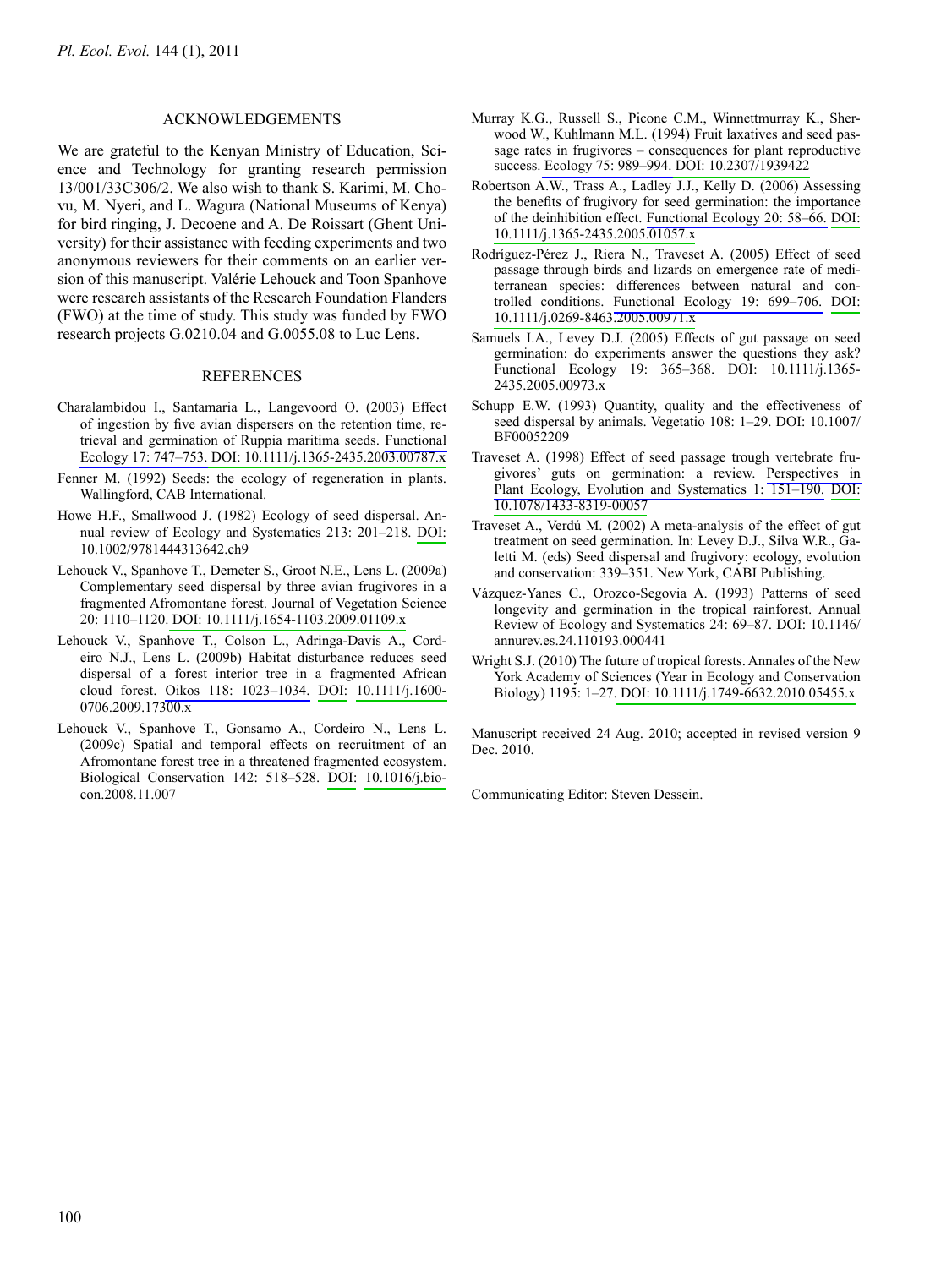## ACKNOWLEDGEMENTS

We are grateful to the Kenyan Ministry of Education, Science and Technology for granting research permission 13/001/33C306/2. We also wish to thank S. Karimi, M. Chovu, M. Nyeri, and L. Wagura (National Museums of Kenya) for bird ringing, J. Decoene and A. De Roissart (Ghent University) for their assistance with feeding experiments and two anonymous reviewers for their comments on an earlier version of this manuscript. Valérie Lehouck and Toon Spanhove were research assistants of the Research Foundation Flanders (FWO) at the time of study. This study was funded by FWO research projects G.0210.04 and G.0055.08 to Luc Lens.

## REFERENCES

Charalambidou I., Santamaria L., Langevoord O. (2003) Effect of ingestion by five avian dispersers on the retention time, retrieval and germination of Ruppia maritima seeds. Functional Ecology 17: 747–753. DOI: 10.1111/j.1365-2435.2003.00787.x

Fenner M. (1992) Seeds: the ecology of regeneration in plants. Wallingford, CAB International.

Howe H.F., Smallwood J. (1982) Ecology of seed dispersal. Annual review of Ecology and Systematics 213: 201–218. DOI: 10.1002/9781444313642.ch9

Lehouck V., Spanhove T., Demeter S., Groot N.E., Lens L. (2009a) Complementary seed dispersal by three avian frugivores in a fragmented Afromontane forest. Journal of Vegetation Science 20: 1110–1120. DOI: 10.1111/j.1654-1103.2009.01109.x

Lehouck V., Spanhove T., Colson L., Adringa-Davis A., Cordeiro N.J., Lens L. (2009b) Habitat disturbance reduces seed dispersal of a forest interior tree in a fragmented African cloud forest. Oikos 118: 1023–1034. DOI: 10.1111/j.1600-0706.2009.17300.x

Lehouck V., Spanhove T., Gonsamo A., Cordeiro N., Lens L. (2009c) Spatial and temporal effects on recruitment of an Afromontane forest tree in a threatened fragmented ecosystem. Biological Conservation 142: 518–528. DOI: 10.1016/j.biocon.2008.11.007

Murray K.G., Russell S., Picone C.M., Winnettmurray K., Sherwood W., Kuhlmann M.L. (1994) Fruit laxatives and seed passage rates in frugivores – consequences for plant reproductive success. Ecology 75: 989–994. DOI: 10.2307/1939422

Robertson A.W., Trass A., Ladley J.J., Kelly D. (2006) Assessing the benefits of frugivory for seed germination: the importance of the deinhibition effect. Functional Ecology 20: 58–66. DOI: 10.1111/j.1365-2435.2005.01057.x

Rodríguez-Pérez J., Riera N., Traveset A. (2005) Effect of seed passage through birds and lizards on emergence rate of mediterranean species: differences between natural and controlled conditions. Functional Ecology 19: 699–706. DOI: 10.1111/j.0269-8463.2005.00971.x

Samuels I.A., Levey D.J. (2005) Effects of gut passage on seed germination: do experiments answer the questions they ask? Functional Ecology 19: 365–368. DOI: 10.1111/j.1365-2435.2005.00973.x

Schupp E.W. (1993) Quantity, quality and the effectiveness of seed dispersal by animals. Vegetatio 108: 1–29. DOI: 10.1007/BF00052209

Traveset A. (1998) Effect of seed passage trough vertebrate frugivores' guts on germination: a review. Perspectives in Plant Ecology, Evolution and Systematics 1: 151–190. DOI: 10.1078/1433-8319-00057

Traveset A., Verdú M. (2002) A meta-analysis of the effect of gut treatment on seed germination. In: Levey D.J., Silva W.R., Galetti M. (eds) Seed dispersal and frugivory: ecology, evolution and conservation: 339–351. New York, CABI Publishing.

Vázquez-Yanes C., Orozco-Segovia A. (1993) Patterns of seed longevity and germination in the tropical rainforest. Annual Review of Ecology and Systematics 24: 69–87. DOI: 10.1146/annurev.es.24.110193.000441

Wright S.J. (2010) The future of tropical forests. Annales of the New York Academy of Sciences (Year in Ecology and Conservation Biology) 1195: 1–27. DOI: 10.1111/j.1749-6632.2010.05455.x

Manuscript received 24 Aug. 2010; accepted in revised version 9 Dec. 2010.

Communicating Editor: Steven Dessein.